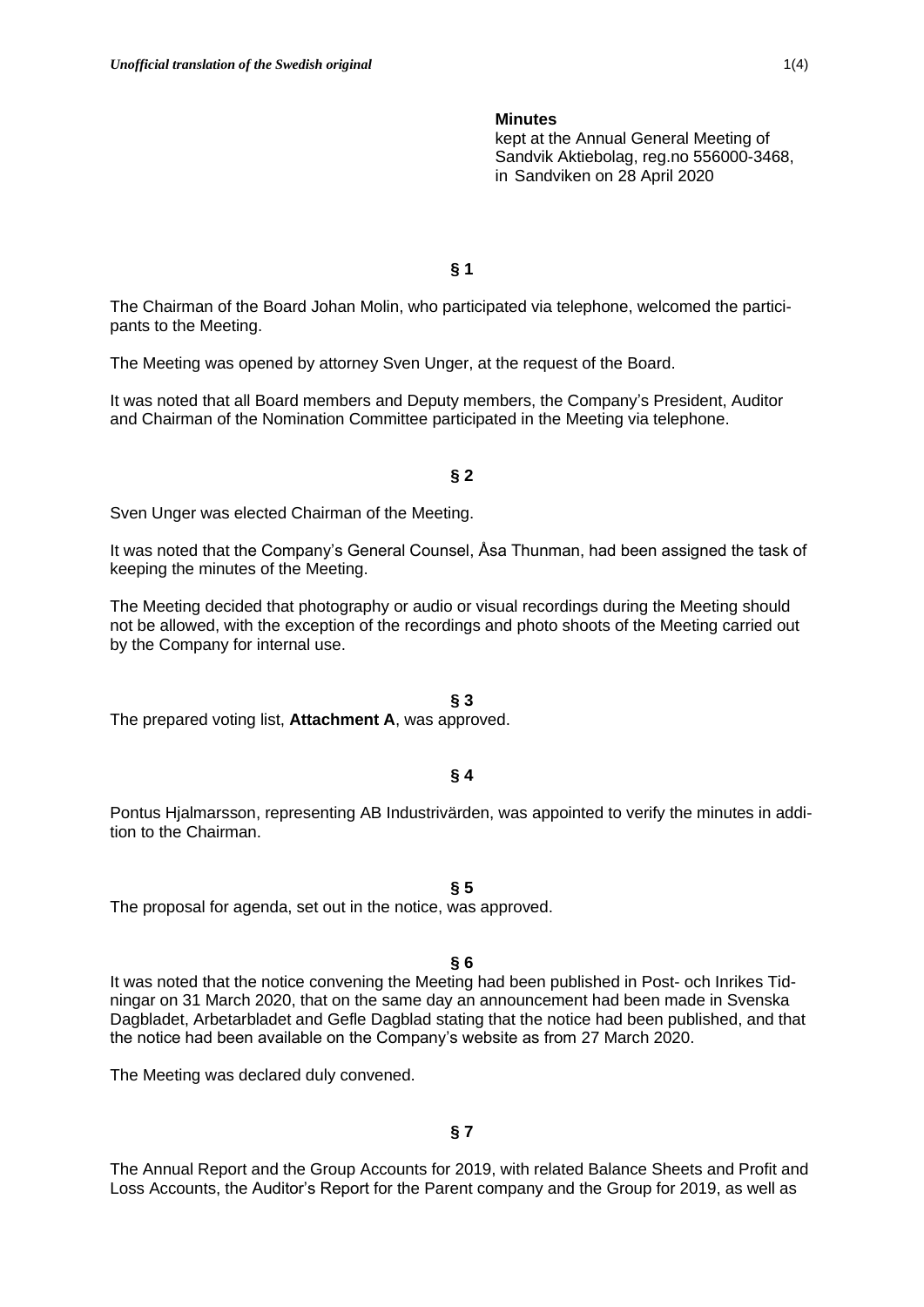*Unofficial translation of the Swedish original*

**Minutes**
kept at the Annual General Meeting of Sandvik Aktiebolag, reg.no 556000-3468, in Sandviken on 28 April 2020

**§ 1**

The Chairman of the Board Johan Molin, who participated via telephone, welcomed the participants to the Meeting.

The Meeting was opened by attorney Sven Unger, at the request of the Board.

It was noted that all Board members and Deputy members, the Company's President, Auditor and Chairman of the Nomination Committee participated in the Meeting via telephone.

**§ 2**

Sven Unger was elected Chairman of the Meeting.

It was noted that the Company's General Counsel, Åsa Thunman, had been assigned the task of keeping the minutes of the Meeting.

The Meeting decided that photography or audio or visual recordings during the Meeting should not be allowed, with the exception of the recordings and photo shoots of the Meeting carried out by the Company for internal use.

**§ 3**

The prepared voting list, **Attachment A**, was approved.

**§ 4**

Pontus Hjalmarsson, representing AB Industrivärden, was appointed to verify the minutes in addition to the Chairman.

**§ 5**

The proposal for agenda, set out in the notice, was approved.

**§ 6**

It was noted that the notice convening the Meeting had been published in Post- och Inrikes Tidningar on 31 March 2020, that on the same day an announcement had been made in Svenska Dagbladet, Arbetarbladet and Gefle Dagblad stating that the notice had been published, and that the notice had been available on the Company's website as from 27 March 2020.

The Meeting was declared duly convened.

**§ 7**

The Annual Report and the Group Accounts for 2019, with related Balance Sheets and Profit and Loss Accounts, the Auditor's Report for the Parent company and the Group for 2019, as well as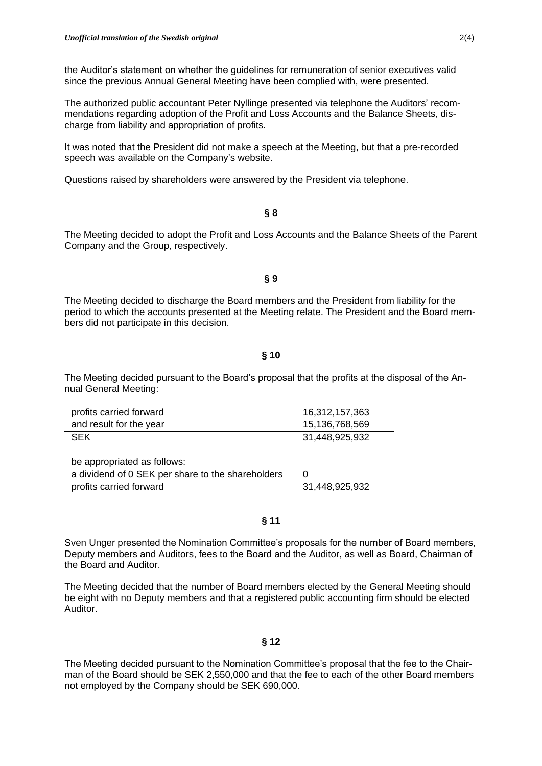the Auditor's statement on whether the guidelines for remuneration of senior executives valid since the previous Annual General Meeting have been complied with, were presented.

The authorized public accountant Peter Nyllinge presented via telephone the Auditors' recommendations regarding adoption of the Profit and Loss Accounts and the Balance Sheets, discharge from liability and appropriation of profits.

It was noted that the President did not make a speech at the Meeting, but that a pre-recorded speech was available on the Company's website.

Questions raised by shareholders were answered by the President via telephone.

**§ 8**

The Meeting decided to adopt the Profit and Loss Accounts and the Balance Sheets of the Parent Company and the Group, respectively.

**§ 9**

The Meeting decided to discharge the Board members and the President from liability for the period to which the accounts presented at the Meeting relate. The President and the Board members did not participate in this decision.

**§ 10**

The Meeting decided pursuant to the Board's proposal that the profits at the disposal of the Annual General Meeting:

| | |
|---|---|
| profits carried forward | 16,312,157,363 |
| and result for the year | 15,136,768,569 |
| SEK | 31,448,925,932 |

be appropriated as follows:

| | |
|---|---|
| a dividend of 0 SEK per share to the shareholders | 0 |
| profits carried forward | 31,448,925,932 |

**§ 11**

Sven Unger presented the Nomination Committee's proposals for the number of Board members, Deputy members and Auditors, fees to the Board and the Auditor, as well as Board, Chairman of the Board and Auditor.

The Meeting decided that the number of Board members elected by the General Meeting should be eight with no Deputy members and that a registered public accounting firm should be elected Auditor.

**§ 12**

The Meeting decided pursuant to the Nomination Committee's proposal that the fee to the Chairman of the Board should be SEK 2,550,000 and that the fee to each of the other Board members not employed by the Company should be SEK 690,000.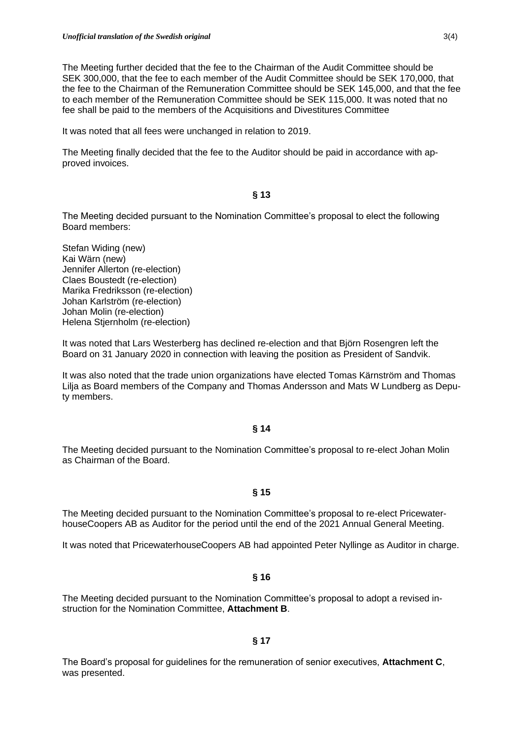The Meeting further decided that the fee to the Chairman of the Audit Committee should be SEK 300,000, that the fee to each member of the Audit Committee should be SEK 170,000, that the fee to the Chairman of the Remuneration Committee should be SEK 145,000, and that the fee to each member of the Remuneration Committee should be SEK 115,000. It was noted that no fee shall be paid to the members of the Acquisitions and Divestitures Committee

It was noted that all fees were unchanged in relation to 2019.

The Meeting finally decided that the fee to the Auditor should be paid in accordance with approved invoices.

**§ 13**

The Meeting decided pursuant to the Nomination Committee's proposal to elect the following Board members:

Stefan Widing (new)  
Kai Wärn (new)  
Jennifer Allerton (re-election)  
Claes Boustedt (re-election)  
Marika Fredriksson (re-election)  
Johan Karlström (re-election)  
Johan Molin (re-election)  
Helena Stjernholm (re-election)

It was noted that Lars Westerberg has declined re-election and that Björn Rosengren left the Board on 31 January 2020 in connection with leaving the position as President of Sandvik.

It was also noted that the trade union organizations have elected Tomas Kärnström and Thomas Lilja as Board members of the Company and Thomas Andersson and Mats W Lundberg as Deputy members.

**§ 14**

The Meeting decided pursuant to the Nomination Committee's proposal to re-elect Johan Molin as Chairman of the Board.

**§ 15**

The Meeting decided pursuant to the Nomination Committee's proposal to re-elect PricewaterhouseCoopers AB as Auditor for the period until the end of the 2021 Annual General Meeting.

It was noted that PricewaterhouseCoopers AB had appointed Peter Nyllinge as Auditor in charge.

**§ 16**

The Meeting decided pursuant to the Nomination Committee's proposal to adopt a revised instruction for the Nomination Committee, **Attachment B**.

**§ 17**

The Board's proposal for guidelines for the remuneration of senior executives, **Attachment C**, was presented.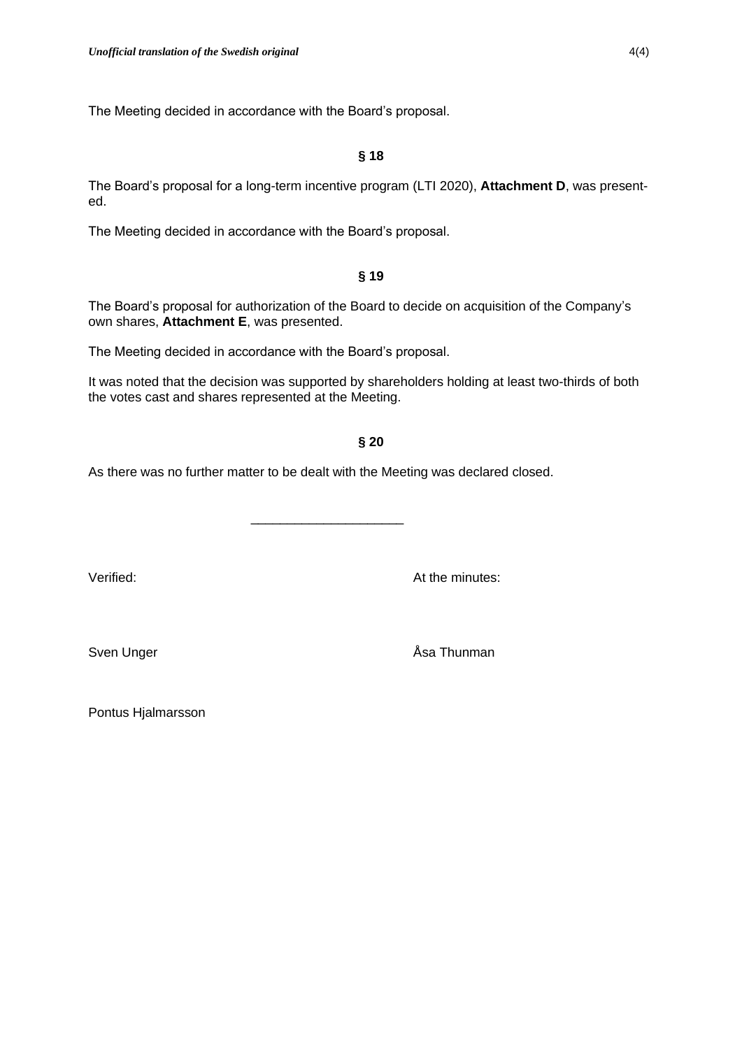The Meeting decided in accordance with the Board's proposal.

**§ 18**

The Board's proposal for a long-term incentive program (LTI 2020), **Attachment D**, was presented.

The Meeting decided in accordance with the Board's proposal.

**§ 19**

The Board's proposal for authorization of the Board to decide on acquisition of the Company's own shares, **Attachment E**, was presented.

The Meeting decided in accordance with the Board's proposal.

It was noted that the decision was supported by shareholders holding at least two-thirds of both the votes cast and shares represented at the Meeting.

**§ 20**

As there was no further matter to be dealt with the Meeting was declared closed.

_____________________

Verified: At the minutes:

Sven Unger Åsa Thunman

Pontus Hjalmarsson